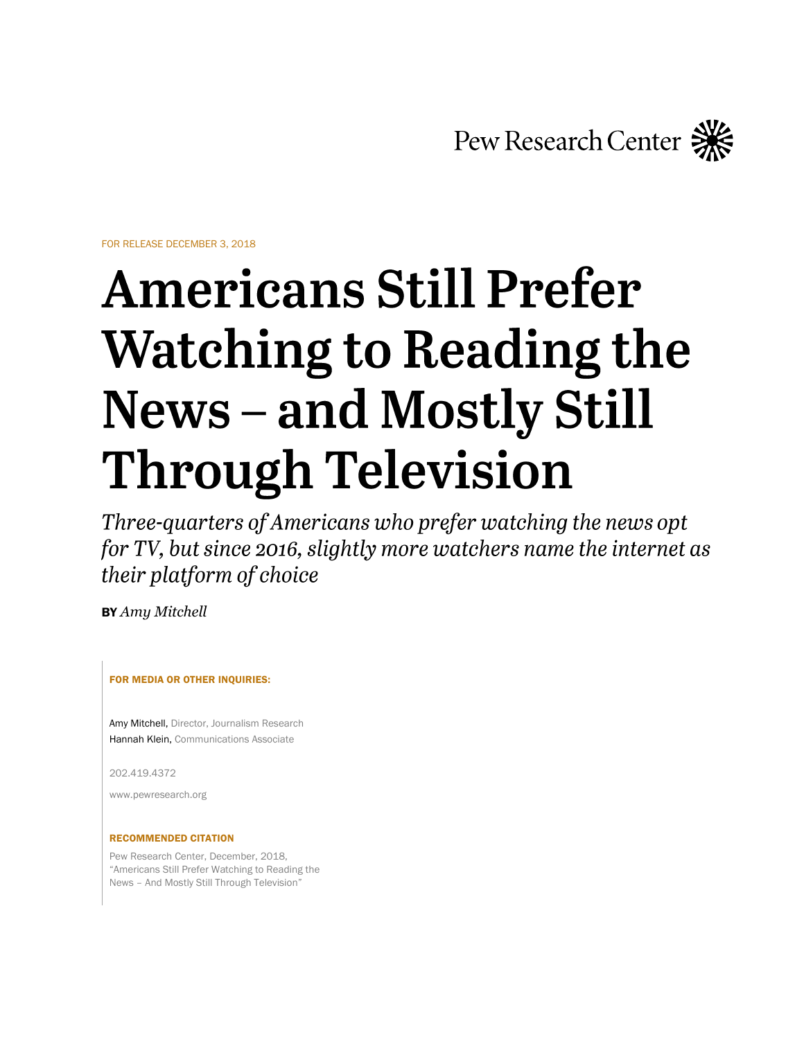Pew Research Center

FOR RELEASE DECEMBER 3, 2018

# Americans Still Prefer Watching to Reading the News – and Mostly Still Through Television

*Three-quarters of Americans who prefer watching the news opt for TV, but since 2016, slightly more watchers name the internet as their platform of choice*

**BY** *Amy Mitchell*

**FOR MEDIA OR OTHER INQUIRIES:**

Amy Mitchell, Director, Journalism Research
Hannah Klein, Communications Associate

202.419.4372

www.pewresearch.org

**RECOMMENDED CITATION**

Pew Research Center, December, 2018, "Americans Still Prefer Watching to Reading the News – And Mostly Still Through Television"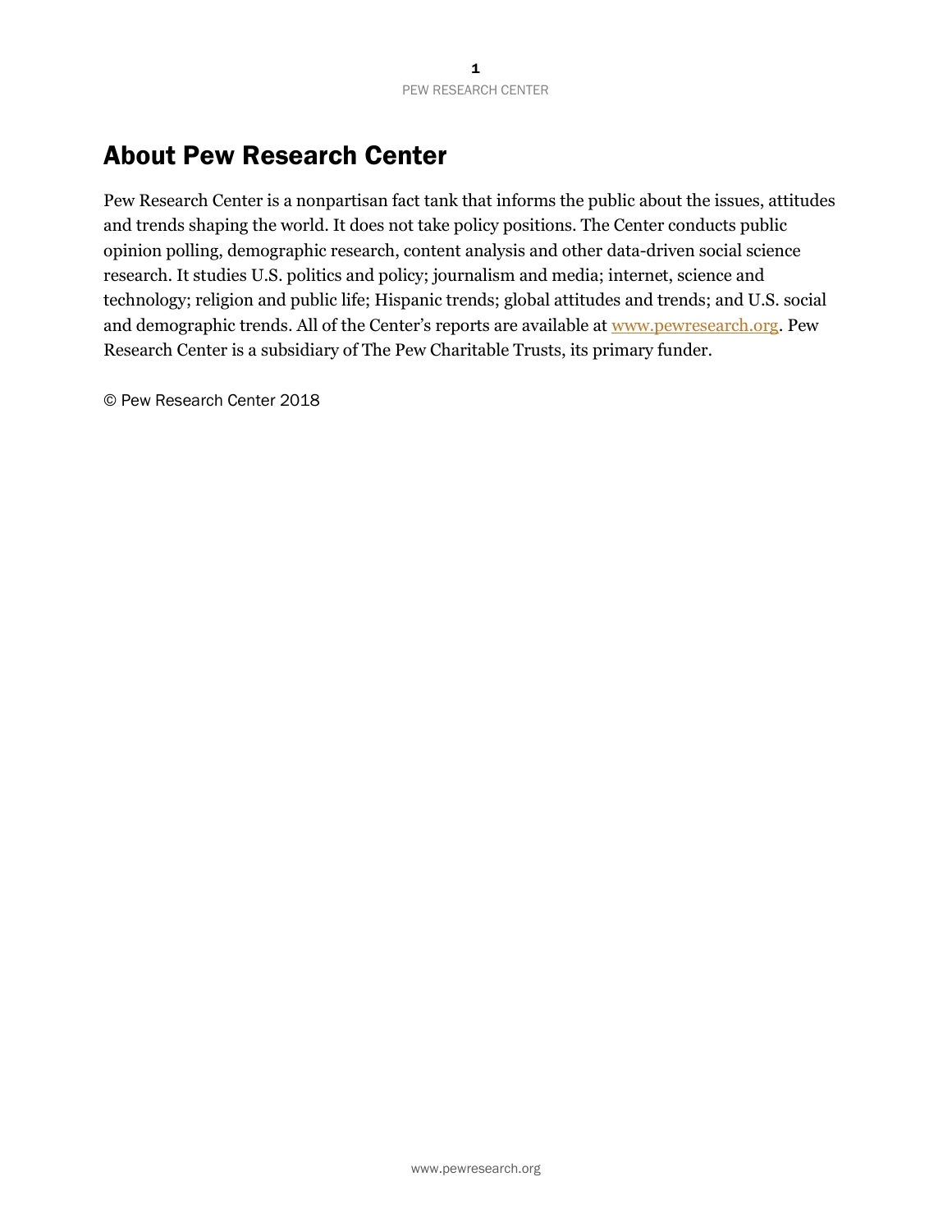# About Pew Research Center

Pew Research Center is a nonpartisan fact tank that informs the public about the issues, attitudes and trends shaping the world. It does not take policy positions. The Center conducts public opinion polling, demographic research, content analysis and other data-driven social science research. It studies U.S. politics and policy; journalism and media; internet, science and technology; religion and public life; Hispanic trends; global attitudes and trends; and U.S. social and demographic trends. All of the Center's reports are available at www.pewresearch.org. Pew Research Center is a subsidiary of The Pew Charitable Trusts, its primary funder.

© Pew Research Center 2018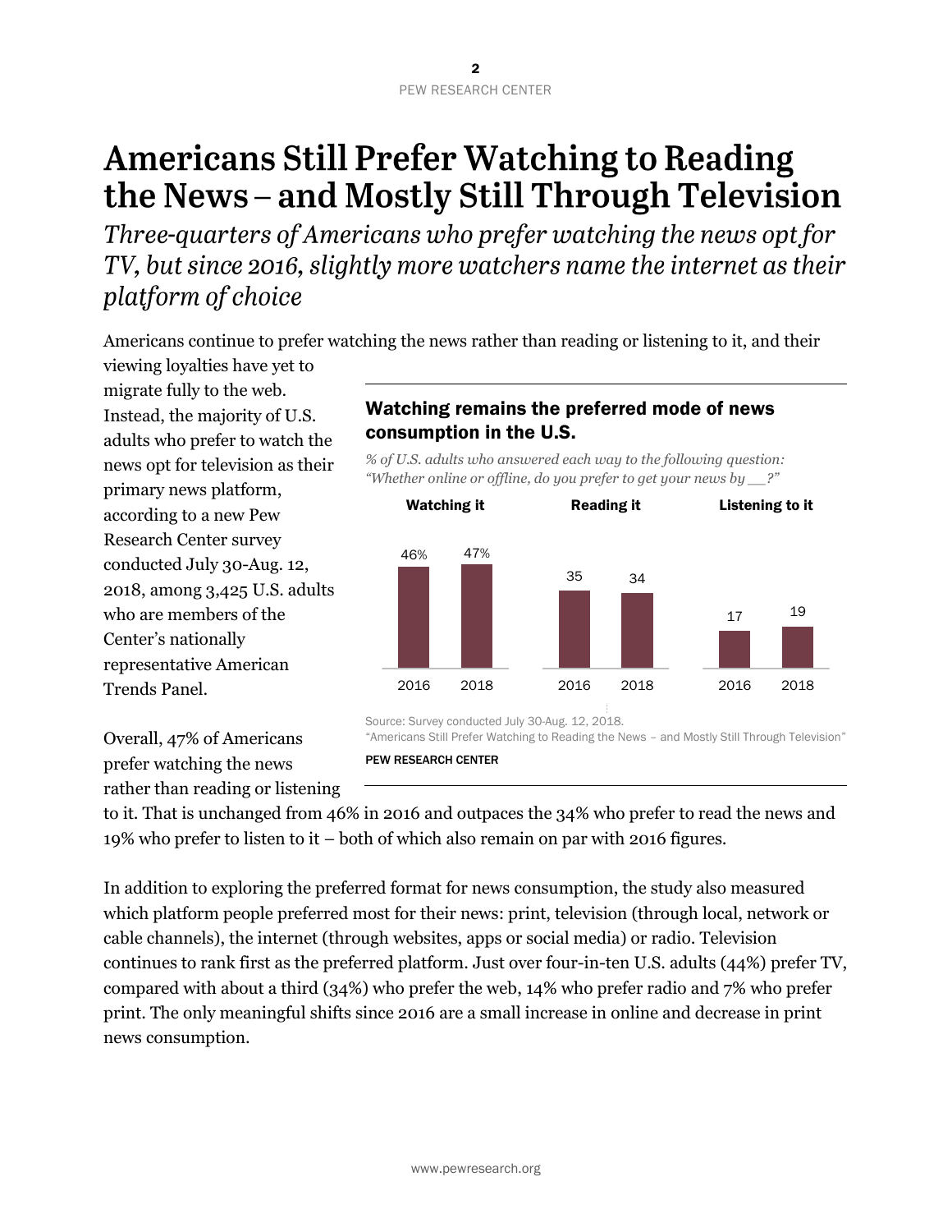# Americans Still Prefer Watching to Reading the News – and Mostly Still Through Television

*Three-quarters of Americans who prefer watching the news opt for TV, but since 2016, slightly more watchers name the internet as their platform of choice*

Americans continue to prefer watching the news rather than reading or listening to it, and their viewing loyalties have yet to migrate fully to the web. Instead, the majority of U.S. adults who prefer to watch the news opt for television as their primary news platform, according to a new Pew Research Center survey conducted July 30-Aug. 12, 2018, among 3,425 U.S. adults who are members of the Center's nationally representative American Trends Panel.

**Watching remains the preferred mode of news consumption in the U.S.**

*% of U.S. adults who answered each way to the following question: "Whether online or offline, do you prefer to get your news by __?"*

| | 2016 | 2018 |
|---|---|---|
| Watching it | 46% | 47% |
| Reading it | 35 | 34 |
| Listening to it | 17 | 19 |

Source: Survey conducted July 30-Aug. 12, 2018.
"Americans Still Prefer Watching to Reading the News – and Mostly Still Through Television"
PEW RESEARCH CENTER

Overall, 47% of Americans prefer watching the news rather than reading or listening to it. That is unchanged from 46% in 2016 and outpaces the 34% who prefer to read the news and 19% who prefer to listen to it – both of which also remain on par with 2016 figures.

In addition to exploring the preferred format for news consumption, the study also measured which platform people preferred most for their news: print, television (through local, network or cable channels), the internet (through websites, apps or social media) or radio. Television continues to rank first as the preferred platform. Just over four-in-ten U.S. adults (44%) prefer TV, compared with about a third (34%) who prefer the web, 14% who prefer radio and 7% who prefer print. The only meaningful shifts since 2016 are a small increase in online and decrease in print news consumption.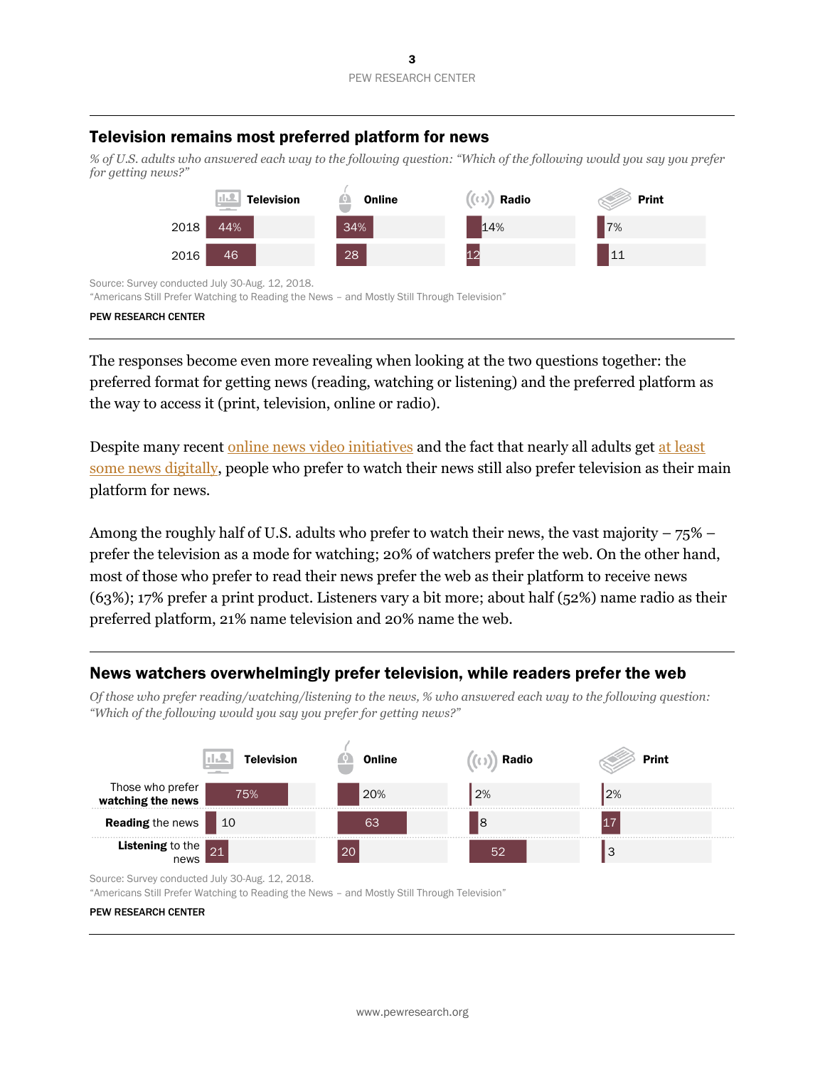## Television remains most preferred platform for news

*% of U.S. adults who answered each way to the following question: "Which of the following would you say you prefer for getting news?"*

| | Television | Online | Radio | Print |
|---|---|---|---|---|
| 2018 | 44% | 34% | 14% | 7% |
| 2016 | 46 | 28 | 12 | 11 |

Source: Survey conducted July 30-Aug. 12, 2018.
"Americans Still Prefer Watching to Reading the News – and Mostly Still Through Television"

PEW RESEARCH CENTER

The responses become even more revealing when looking at the two questions together: the preferred format for getting news (reading, watching or listening) and the preferred platform as the way to access it (print, television, online or radio).

Despite many recent online news video initiatives and the fact that nearly all adults get at least some news digitally, people who prefer to watch their news still also prefer television as their main platform for news.

Among the roughly half of U.S. adults who prefer to watch their news, the vast majority – 75% – prefer the television as a mode for watching; 20% of watchers prefer the web. On the other hand, most of those who prefer to read their news prefer the web as their platform to receive news (63%); 17% prefer a print product. Listeners vary a bit more; about half (52%) name radio as their preferred platform, 21% name television and 20% name the web.

## News watchers overwhelmingly prefer television, while readers prefer the web

*Of those who prefer reading/watching/listening to the news, % who answered each way to the following question: "Which of the following would you say you prefer for getting news?"*

| | Television | Online | Radio | Print |
|---|---|---|---|---|
| Those who prefer **watching the news** | 75% | 20% | 2% | 2% |
| **Reading** the news | 10 | 63 | 8 | 17 |
| **Listening** to the news | 21 | 20 | 52 | 3 |

Source: Survey conducted July 30-Aug. 12, 2018.
"Americans Still Prefer Watching to Reading the News – and Mostly Still Through Television"

PEW RESEARCH CENTER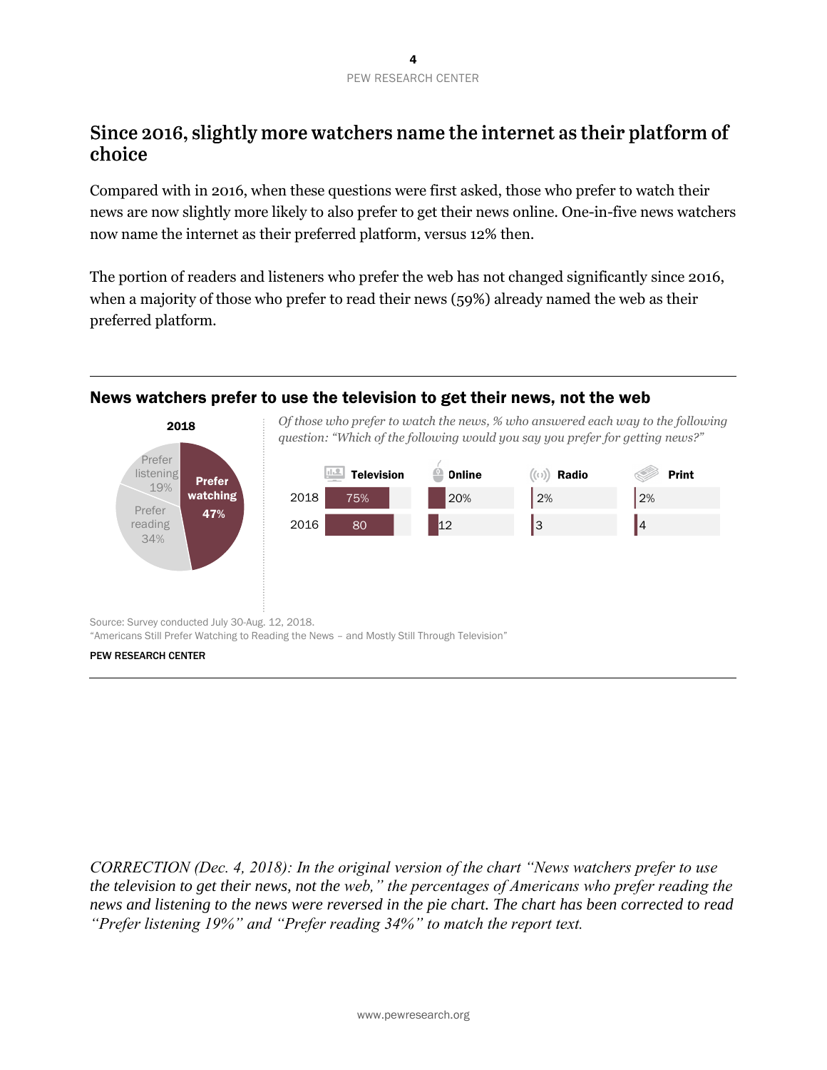## Since 2016, slightly more watchers name the internet as their platform of choice

Compared with in 2016, when these questions were first asked, those who prefer to watch their news are now slightly more likely to also prefer to get their news online. One-in-five news watchers now name the internet as their preferred platform, versus 12% then.

The portion of readers and listeners who prefer the web has not changed significantly since 2016, when a majority of those who prefer to read their news (59%) already named the web as their preferred platform.

### News watchers prefer to use the television to get their news, not the web

**2018**

| | % |
|---|---|
| Prefer watching | 47% |
| Prefer reading | 34% |
| Prefer listening | 19% |

*Of those who prefer to watch the news, % who answered each way to the following question: "Which of the following would you say you prefer for getting news?"*

| | Television | Online | Radio | Print |
|---|---|---|---|---|
| 2018 | 75% | 20% | 2% | 2% |
| 2016 | 80 | 12 | 3 | 4 |

Source: Survey conducted July 30-Aug. 12, 2018.
"Americans Still Prefer Watching to Reading the News – and Mostly Still Through Television"

PEW RESEARCH CENTER

*CORRECTION (Dec. 4, 2018): In the original version of the chart "News watchers prefer to use the television to get their news, not the web," the percentages of Americans who prefer reading the news and listening to the news were reversed in the pie chart. The chart has been corrected to read "Prefer listening 19%" and "Prefer reading 34%" to match the report text.*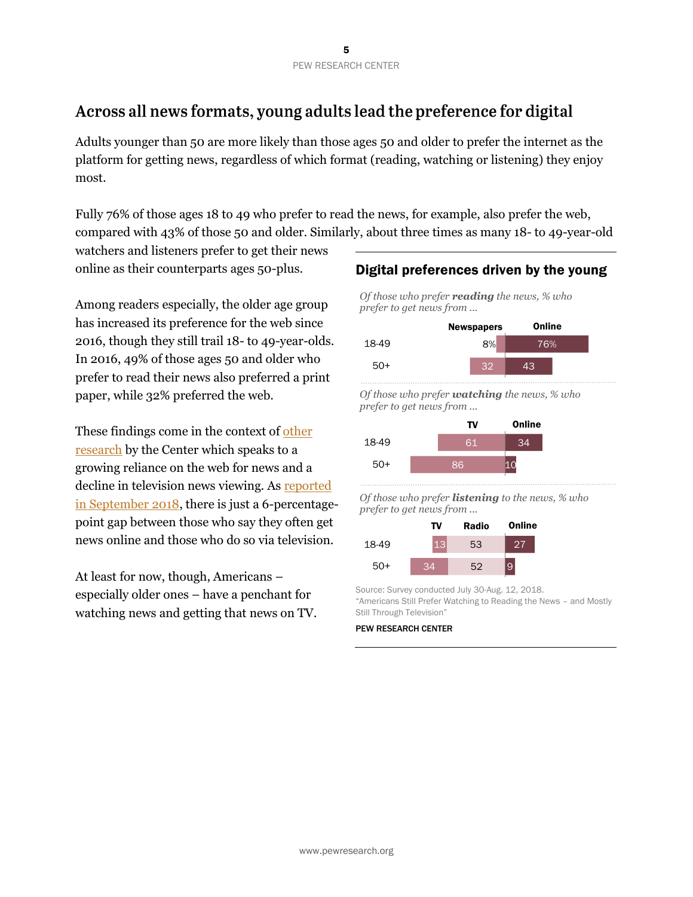## Across all news formats, young adults lead the preference for digital

Adults younger than 50 are more likely than those ages 50 and older to prefer the internet as the platform for getting news, regardless of which format (reading, watching or listening) they enjoy most.

Fully 76% of those ages 18 to 49 who prefer to read the news, for example, also prefer the web, compared with 43% of those 50 and older. Similarly, about three times as many 18- to 49-year-old watchers and listeners prefer to get their news online as their counterparts ages 50-plus.

Among readers especially, the older age group has increased its preference for the web since 2016, though they still trail 18- to 49-year-olds. In 2016, 49% of those ages 50 and older who prefer to read their news also preferred a print paper, while 32% preferred the web.

These findings come in the context of other research by the Center which speaks to a growing reliance on the web for news and a decline in television news viewing. As reported in September 2018, there is just a 6-percentage-point gap between those who say they often get news online and those who do so via television.

At least for now, though, Americans – especially older ones – have a penchant for watching news and getting that news on TV.

### Digital preferences driven by the young

*Of those who prefer* ***reading*** *the news, % who prefer to get news from ...*

| | Newspapers | Online |
|---|---|---|
| 18-49 | 8% | 76% |
| 50+ | 32 | 43 |

*Of those who prefer* ***watching*** *the news, % who prefer to get news from ...*

| | TV | Online |
|---|---|---|
| 18-49 | 61 | 34 |
| 50+ | 86 | 10 |

*Of those who prefer* ***listening*** *to the news, % who prefer to get news from ...*

| | TV | Radio | Online |
|---|---|---|---|
| 18-49 | 13 | 53 | 27 |
| 50+ | 34 | 52 | 9 |

Source: Survey conducted July 30-Aug. 12, 2018.
"Americans Still Prefer Watching to Reading the News – and Mostly Still Through Television"

PEW RESEARCH CENTER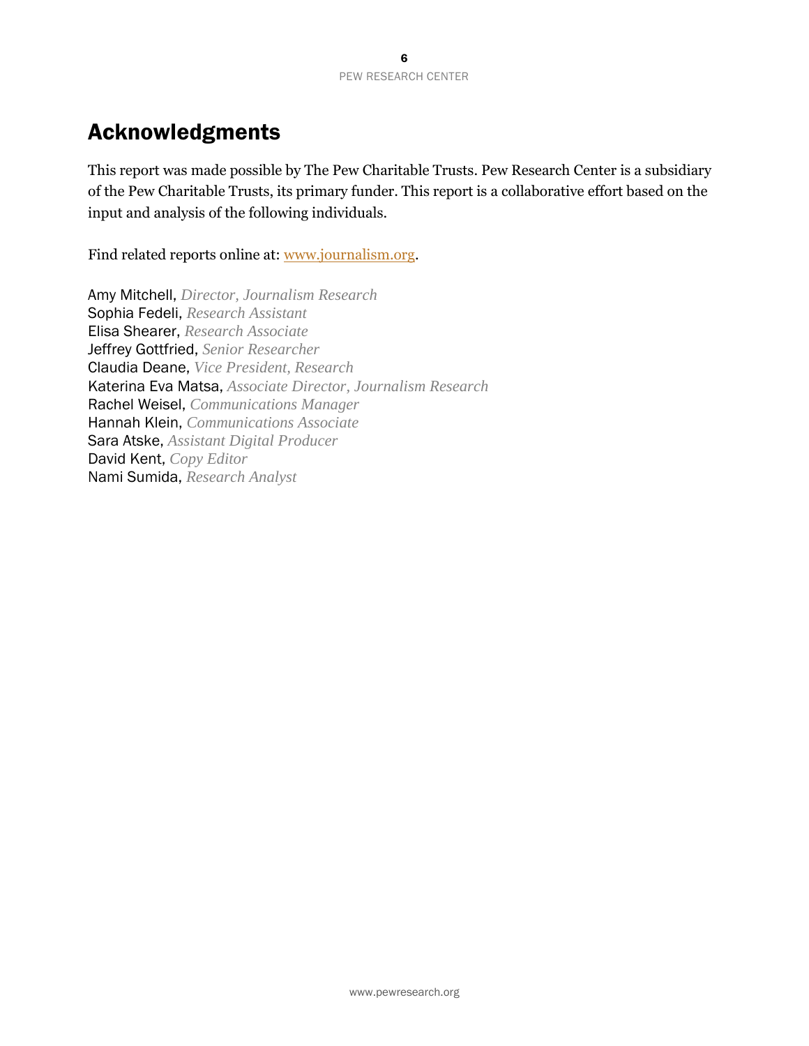# Acknowledgments

This report was made possible by The Pew Charitable Trusts. Pew Research Center is a subsidiary of the Pew Charitable Trusts, its primary funder. This report is a collaborative effort based on the input and analysis of the following individuals.

Find related reports online at: [www.journalism.org](www.journalism.org).

Amy Mitchell, *Director, Journalism Research*  
Sophia Fedeli, *Research Assistant*  
Elisa Shearer, *Research Associate*  
Jeffrey Gottfried, *Senior Researcher*  
Claudia Deane, *Vice President, Research*  
Katerina Eva Matsa, *Associate Director, Journalism Research*  
Rachel Weisel, *Communications Manager*  
Hannah Klein, *Communications Associate*  
Sara Atske, *Assistant Digital Producer*  
David Kent, *Copy Editor*  
Nami Sumida, *Research Analyst*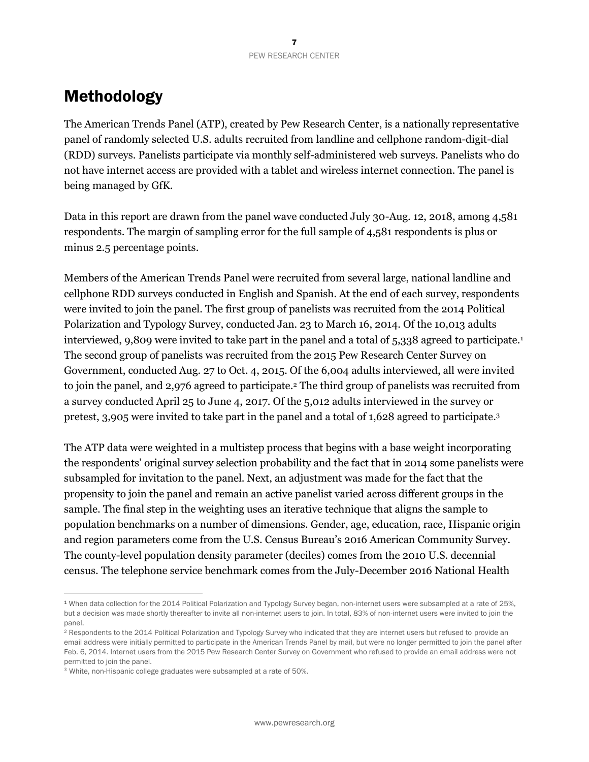# Methodology

The American Trends Panel (ATP), created by Pew Research Center, is a nationally representative panel of randomly selected U.S. adults recruited from landline and cellphone random-digit-dial (RDD) surveys. Panelists participate via monthly self-administered web surveys. Panelists who do not have internet access are provided with a tablet and wireless internet connection. The panel is being managed by GfK.

Data in this report are drawn from the panel wave conducted July 30-Aug. 12, 2018, among 4,581 respondents. The margin of sampling error for the full sample of 4,581 respondents is plus or minus 2.5 percentage points.

Members of the American Trends Panel were recruited from several large, national landline and cellphone RDD surveys conducted in English and Spanish. At the end of each survey, respondents were invited to join the panel. The first group of panelists was recruited from the 2014 Political Polarization and Typology Survey, conducted Jan. 23 to March 16, 2014. Of the 10,013 adults interviewed, 9,809 were invited to take part in the panel and a total of 5,338 agreed to participate.[1] The second group of panelists was recruited from the 2015 Pew Research Center Survey on Government, conducted Aug. 27 to Oct. 4, 2015. Of the 6,004 adults interviewed, all were invited to join the panel, and 2,976 agreed to participate.[2] The third group of panelists was recruited from a survey conducted April 25 to June 4, 2017. Of the 5,012 adults interviewed in the survey or pretest, 3,905 were invited to take part in the panel and a total of 1,628 agreed to participate.[3]

The ATP data were weighted in a multistep process that begins with a base weight incorporating the respondents' original survey selection probability and the fact that in 2014 some panelists were subsampled for invitation to the panel. Next, an adjustment was made for the fact that the propensity to join the panel and remain an active panelist varied across different groups in the sample. The final step in the weighting uses an iterative technique that aligns the sample to population benchmarks on a number of dimensions. Gender, age, education, race, Hispanic origin and region parameters come from the U.S. Census Bureau's 2016 American Community Survey. The county-level population density parameter (deciles) comes from the 2010 U.S. decennial census. The telephone service benchmark comes from the July-December 2016 National Health

---

[1] When data collection for the 2014 Political Polarization and Typology Survey began, non-internet users were subsampled at a rate of 25%, but a decision was made shortly thereafter to invite all non-internet users to join. In total, 83% of non-internet users were invited to join the panel.

[2] Respondents to the 2014 Political Polarization and Typology Survey who indicated that they are internet users but refused to provide an email address were initially permitted to participate in the American Trends Panel by mail, but were no longer permitted to join the panel after Feb. 6, 2014. Internet users from the 2015 Pew Research Center Survey on Government who refused to provide an email address were not permitted to join the panel.

[3] White, non-Hispanic college graduates were subsampled at a rate of 50%.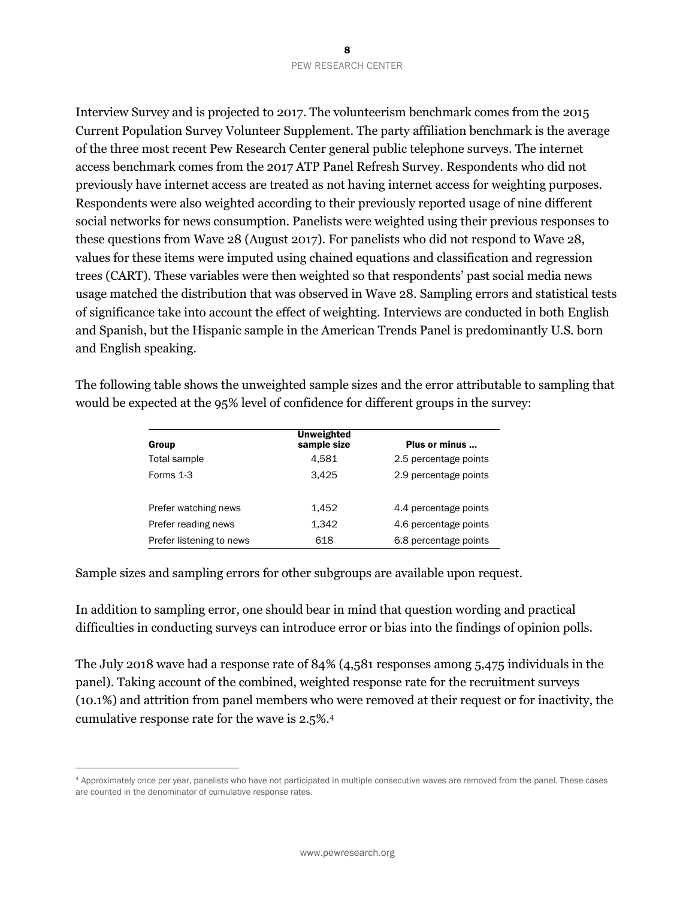Interview Survey and is projected to 2017. The volunteerism benchmark comes from the 2015 Current Population Survey Volunteer Supplement. The party affiliation benchmark is the average of the three most recent Pew Research Center general public telephone surveys. The internet access benchmark comes from the 2017 ATP Panel Refresh Survey. Respondents who did not previously have internet access are treated as not having internet access for weighting purposes. Respondents were also weighted according to their previously reported usage of nine different social networks for news consumption. Panelists were weighted using their previous responses to these questions from Wave 28 (August 2017). For panelists who did not respond to Wave 28, values for these items were imputed using chained equations and classification and regression trees (CART). These variables were then weighted so that respondents' past social media news usage matched the distribution that was observed in Wave 28. Sampling errors and statistical tests of significance take into account the effect of weighting. Interviews are conducted in both English and Spanish, but the Hispanic sample in the American Trends Panel is predominantly U.S. born and English speaking.

The following table shows the unweighted sample sizes and the error attributable to sampling that would be expected at the 95% level of confidence for different groups in the survey:

| Group | Unweighted sample size | Plus or minus ... |
|---|---|---|
| Total sample | 4,581 | 2.5 percentage points |
| Forms 1-3 | 3,425 | 2.9 percentage points |
| | | |
| Prefer watching news | 1,452 | 4.4 percentage points |
| Prefer reading news | 1,342 | 4.6 percentage points |
| Prefer listening to news | 618 | 6.8 percentage points |

Sample sizes and sampling errors for other subgroups are available upon request.

In addition to sampling error, one should bear in mind that question wording and practical difficulties in conducting surveys can introduce error or bias into the findings of opinion polls.

The July 2018 wave had a response rate of 84% (4,581 responses among 5,475 individuals in the panel). Taking account of the combined, weighted response rate for the recruitment surveys (10.1%) and attrition from panel members who were removed at their request or for inactivity, the cumulative response rate for the wave is 2.5%.[4]

[4] Approximately once per year, panelists who have not participated in multiple consecutive waves are removed from the panel. These cases are counted in the denominator of cumulative response rates.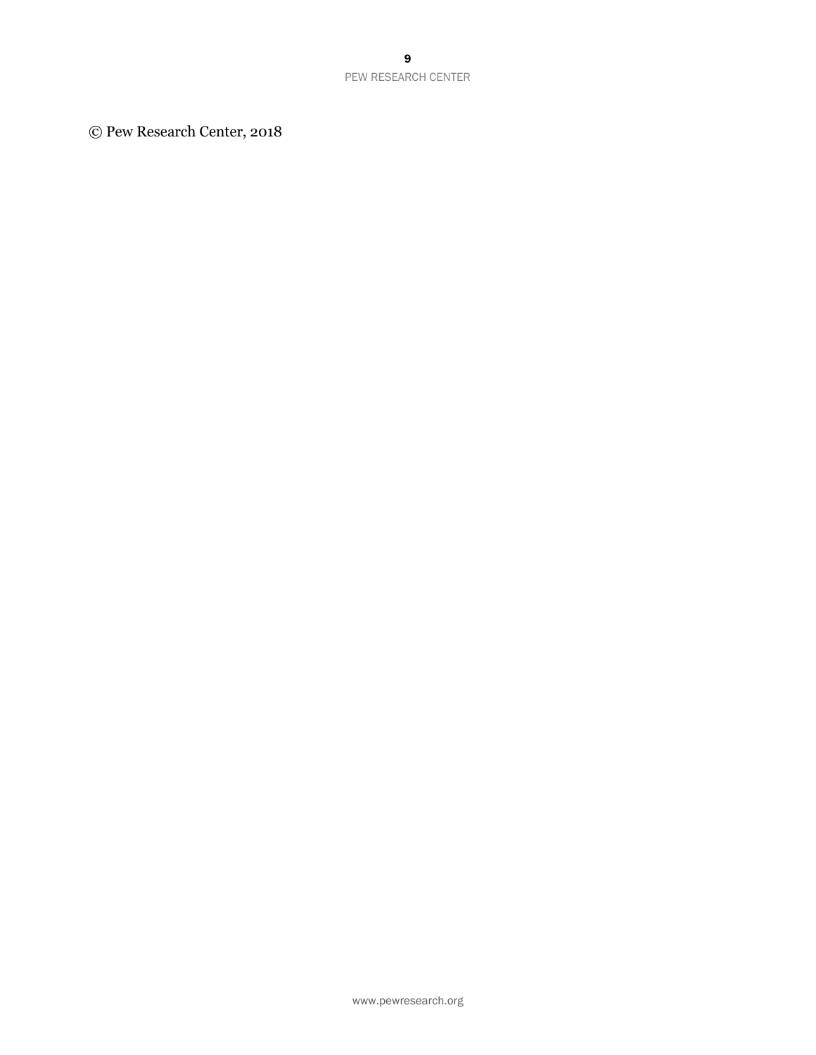© Pew Research Center, 2018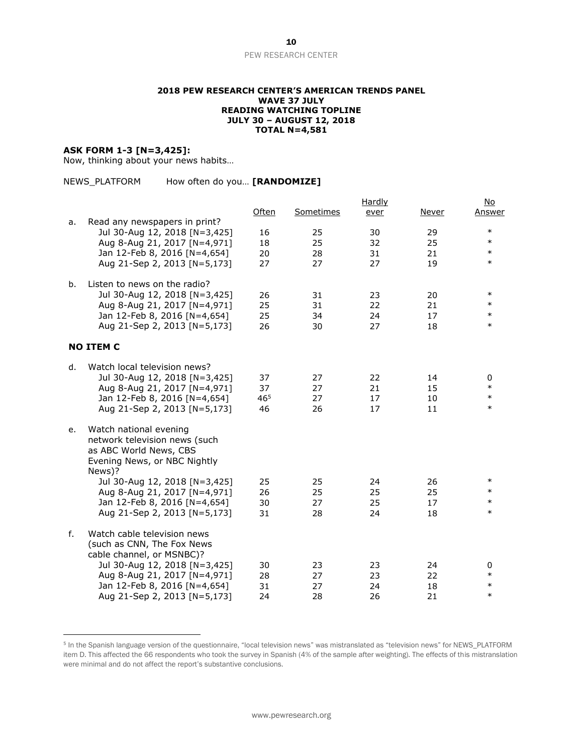**2018 PEW RESEARCH CENTER'S AMERICAN TRENDS PANEL**
**WAVE 37 JULY**
**READING WATCHING TOPLINE**
**JULY 30 – AUGUST 12, 2018**
**TOTAL N=4,581**

**ASK FORM 1-3 [N=3,425]:**
Now, thinking about your news habits…

NEWS_PLATFORM How often do you… **[RANDOMIZE]**

| | | Often | Sometimes | Hardly ever | Never | No Answer |
|---|---|---|---|---|---|---|
| a. | Read any newspapers in print? | | | | | |
| | Jul 30-Aug 12, 2018 [N=3,425] | 16 | 25 | 30 | 29 | * |
| | Aug 8-Aug 21, 2017 [N=4,971] | 18 | 25 | 32 | 25 | * |
| | Jan 12-Feb 8, 2016 [N=4,654] | 20 | 28 | 31 | 21 | * |
| | Aug 21-Sep 2, 2013 [N=5,173] | 27 | 27 | 27 | 19 | * |
| b. | Listen to news on the radio? | | | | | |
| | Jul 30-Aug 12, 2018 [N=3,425] | 26 | 31 | 23 | 20 | * |
| | Aug 8-Aug 21, 2017 [N=4,971] | 25 | 31 | 22 | 21 | * |
| | Jan 12-Feb 8, 2016 [N=4,654] | 25 | 34 | 24 | 17 | * |
| | Aug 21-Sep 2, 2013 [N=5,173] | 26 | 30 | 27 | 18 | * |
| **NO ITEM C** | | | | | | |
| d. | Watch local television news? | | | | | |
| | Jul 30-Aug 12, 2018 [N=3,425] | 37 | 27 | 22 | 14 | 0 |
| | Aug 8-Aug 21, 2017 [N=4,971] | 37 | 27 | 21 | 15 | * |
| | Jan 12-Feb 8, 2016 [N=4,654] | 46[5] | 27 | 17 | 10 | * |
| | Aug 21-Sep 2, 2013 [N=5,173] | 46 | 26 | 17 | 11 | * |
| e. | Watch national evening network television news (such as ABC World News, CBS Evening News, or NBC Nightly News)? | | | | | |
| | Jul 30-Aug 12, 2018 [N=3,425] | 25 | 25 | 24 | 26 | * |
| | Aug 8-Aug 21, 2017 [N=4,971] | 26 | 25 | 25 | 25 | * |
| | Jan 12-Feb 8, 2016 [N=4,654] | 30 | 27 | 25 | 17 | * |
| | Aug 21-Sep 2, 2013 [N=5,173] | 31 | 28 | 24 | 18 | * |
| f. | Watch cable television news (such as CNN, The Fox News cable channel, or MSNBC)? | | | | | |
| | Jul 30-Aug 12, 2018 [N=3,425] | 30 | 23 | 23 | 24 | 0 |
| | Aug 8-Aug 21, 2017 [N=4,971] | 28 | 27 | 23 | 22 | * |
| | Jan 12-Feb 8, 2016 [N=4,654] | 31 | 27 | 24 | 18 | * |
| | Aug 21-Sep 2, 2013 [N=5,173] | 24 | 28 | 26 | 21 | * |

[5] In the Spanish language version of the questionnaire, "local television news" was mistranslated as "television news" for NEWS_PLATFORM item D. This affected the 66 respondents who took the survey in Spanish (4% of the sample after weighting). The effects of this mistranslation were minimal and do not affect the report's substantive conclusions.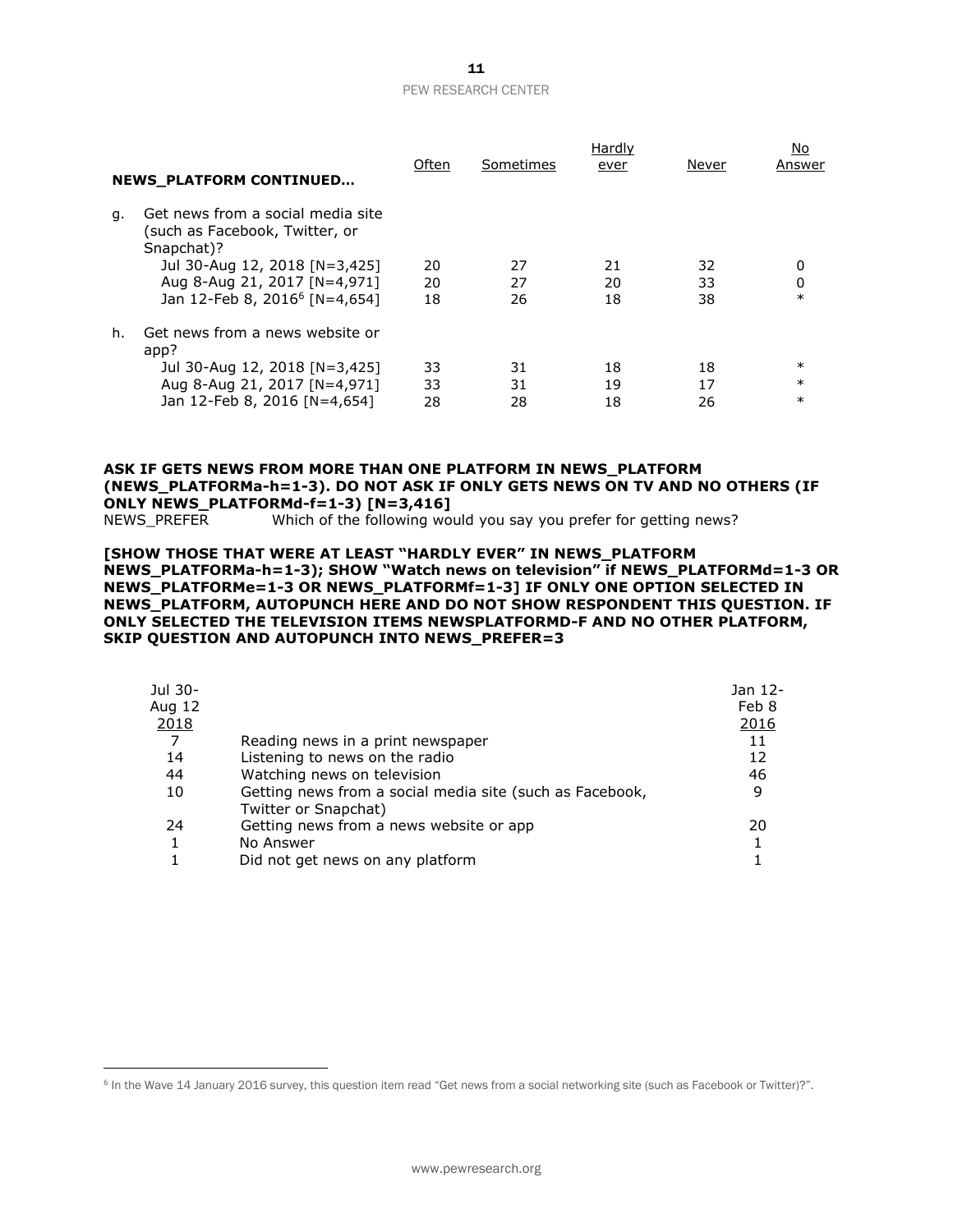| NEWS_PLATFORM CONTINUED… | Often | Sometimes | Hardly ever | Never | No Answer |
|---|---|---|---|---|---|
| g. Get news from a social media site (such as Facebook, Twitter, or Snapchat)? | | | | | |
| Jul 30-Aug 12, 2018 [N=3,425] | 20 | 27 | 21 | 32 | 0 |
| Aug 8-Aug 21, 2017 [N=4,971] | 20 | 27 | 20 | 33 | 0 |
| Jan 12-Feb 8, 2016[6] [N=4,654] | 18 | 26 | 18 | 38 | * |
| h. Get news from a news website or app? | | | | | |
| Jul 30-Aug 12, 2018 [N=3,425] | 33 | 31 | 18 | 18 | * |
| Aug 8-Aug 21, 2017 [N=4,971] | 33 | 31 | 19 | 17 | * |
| Jan 12-Feb 8, 2016 [N=4,654] | 28 | 28 | 18 | 26 | * |

**ASK IF GETS NEWS FROM MORE THAN ONE PLATFORM IN NEWS_PLATFORM (NEWS_PLATFORMa-h=1-3). DO NOT ASK IF ONLY GETS NEWS ON TV AND NO OTHERS (IF ONLY NEWS_PLATFORMd-f=1-3) [N=3,416]**

NEWS_PREFER Which of the following would you say you prefer for getting news?

**[SHOW THOSE THAT WERE AT LEAST "HARDLY EVER" IN NEWS_PLATFORM NEWS_PLATFORMa-h=1-3); SHOW "Watch news on television" if NEWS_PLATFORMd=1-3 OR NEWS_PLATFORMe=1-3 OR NEWS_PLATFORMf=1-3] IF ONLY ONE OPTION SELECTED IN NEWS_PLATFORM, AUTOPUNCH HERE AND DO NOT SHOW RESPONDENT THIS QUESTION. IF ONLY SELECTED THE TELEVISION ITEMS NEWSPLATFORMD-F AND NO OTHER PLATFORM, SKIP QUESTION AND AUTOPUNCH INTO NEWS_PREFER=3**

| Jul 30-Aug 12 2018 | | Jan 12-Feb 8 2016 |
|---|---|---|
| 7 | Reading news in a print newspaper | 11 |
| 14 | Listening to news on the radio | 12 |
| 44 | Watching news on television | 46 |
| 10 | Getting news from a social media site (such as Facebook, Twitter or Snapchat) | 9 |
| 24 | Getting news from a news website or app | 20 |
| 1 | No Answer | 1 |
| 1 | Did not get news on any platform | 1 |

[6] In the Wave 14 January 2016 survey, this question item read "Get news from a social networking site (such as Facebook or Twitter)?".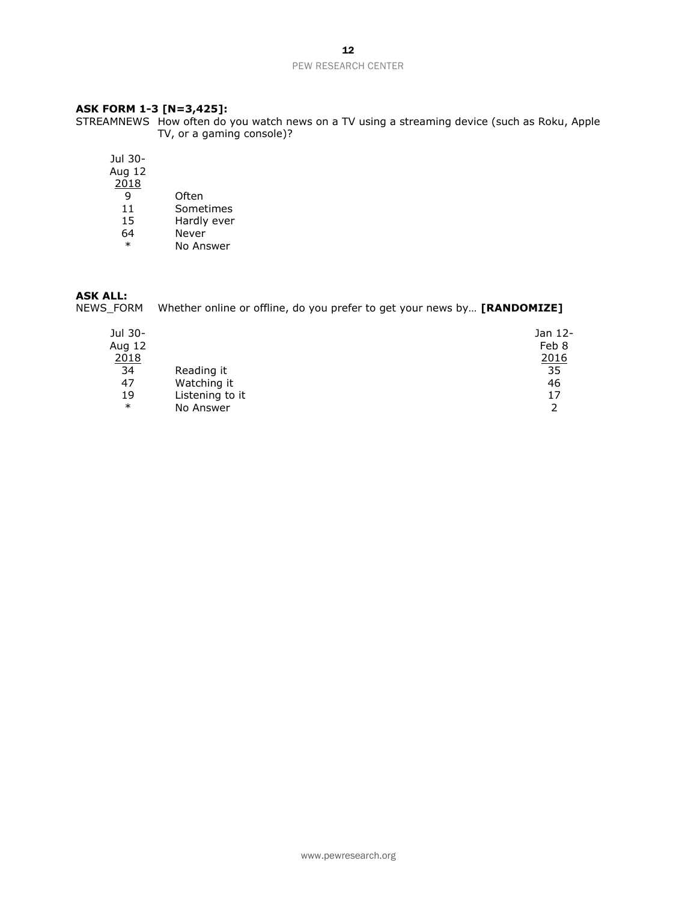**ASK FORM 1-3 [N=3,425]:**

STREAMNEWS How often do you watch news on a TV using a streaming device (such as Roku, Apple TV, or a gaming console)?

| Jul 30-Aug 12 2018 | |
|---|---|
| 9 | Often |
| 11 | Sometimes |
| 15 | Hardly ever |
| 64 | Never |
| * | No Answer |

**ASK ALL:**

NEWS_FORM Whether online or offline, do you prefer to get your news by… **[RANDOMIZE]**

| Jul 30-Aug 12 2018 | | Jan 12-Feb 8 2016 |
|---|---|---|
| 34 | Reading it | 35 |
| 47 | Watching it | 46 |
| 19 | Listening to it | 17 |
| * | No Answer | 2 |